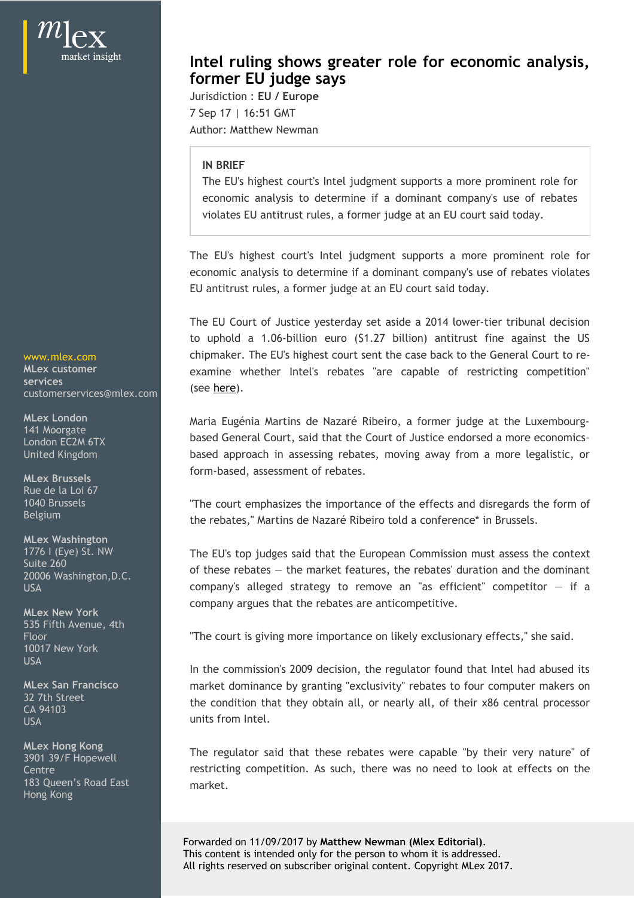# Intel ruling shows greater role for economic analysis, former EU judge says

Jurisdiction : **EU / Europe**

7 Sep 17 | 16:51 GMT

Author: Matthew Newman

> **IN BRIEF**
>
> The EU's highest court's Intel judgment supports a more prominent role for economic analysis to determine if a dominant company's use of rebates violates EU antitrust rules, a former judge at an EU court said today.

The EU's highest court's Intel judgment supports a more prominent role for economic analysis to determine if a dominant company's use of rebates violates EU antitrust rules, a former judge at an EU court said today.

The EU Court of Justice yesterday set aside a 2014 lower-tier tribunal decision to uphold a 1.06-billion euro ($1.27 billion) antitrust fine against the US chipmaker. The EU's highest court sent the case back to the General Court to re-examine whether Intel's rebates "are capable of restricting competition" (see here).

Maria Eugénia Martins de Nazaré Ribeiro, a former judge at the Luxembourg-based General Court, said that the Court of Justice endorsed a more economics-based approach in assessing rebates, moving away from a more legalistic, or form-based, assessment of rebates.

"The court emphasizes the importance of the effects and disregards the form of the rebates," Martins de Nazaré Ribeiro told a conference* in Brussels.

The EU's top judges said that the European Commission must assess the context of these rebates — the market features, the rebates' duration and the dominant company's alleged strategy to remove an "as efficient" competitor — if a company argues that the rebates are anticompetitive.

"The court is giving more importance on likely exclusionary effects," she said.

In the commission's 2009 decision, the regulator found that Intel had abused its market dominance by granting "exclusivity" rebates to four computer makers on the condition that they obtain all, or nearly all, of their x86 central processor units from Intel.

The regulator said that these rebates were capable "by their very nature" of restricting competition. As such, there was no need to look at effects on the market.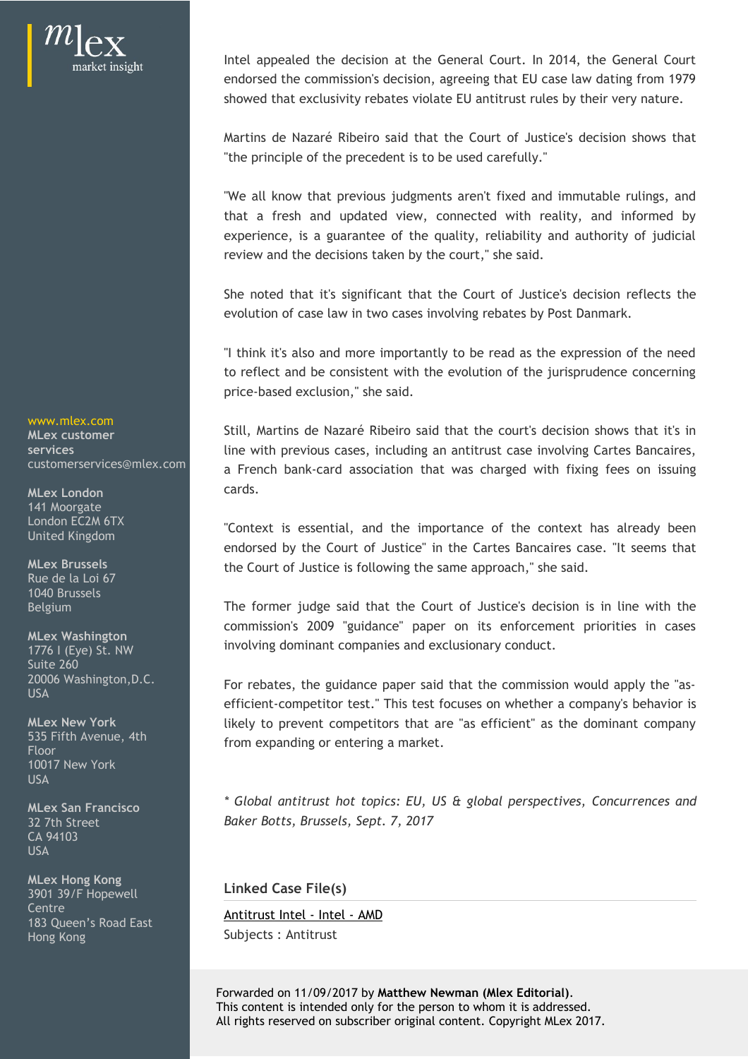Intel appealed the decision at the General Court. In 2014, the General Court endorsed the commission's decision, agreeing that EU case law dating from 1979 showed that exclusivity rebates violate EU antitrust rules by their very nature.

Martins de Nazaré Ribeiro said that the Court of Justice's decision shows that "the principle of the precedent is to be used carefully."

"We all know that previous judgments aren't fixed and immutable rulings, and that a fresh and updated view, connected with reality, and informed by experience, is a guarantee of the quality, reliability and authority of judicial review and the decisions taken by the court," she said.

She noted that it's significant that the Court of Justice's decision reflects the evolution of case law in two cases involving rebates by Post Danmark.

"I think it's also and more importantly to be read as the expression of the need to reflect and be consistent with the evolution of the jurisprudence concerning price-based exclusion," she said.

Still, Martins de Nazaré Ribeiro said that the court's decision shows that it's in line with previous cases, including an antitrust case involving Cartes Bancaires, a French bank-card association that was charged with fixing fees on issuing cards.

"Context is essential, and the importance of the context has already been endorsed by the Court of Justice" in the Cartes Bancaires case. "It seems that the Court of Justice is following the same approach," she said.

The former judge said that the Court of Justice's decision is in line with the commission's 2009 "guidance" paper on its enforcement priorities in cases involving dominant companies and exclusionary conduct.

For rebates, the guidance paper said that the commission would apply the "as-efficient-competitor test." This test focuses on whether a company's behavior is likely to prevent competitors that are "as efficient" as the dominant company from expanding or entering a market.

*\* Global antitrust hot topics: EU, US & global perspectives, Concurrences and Baker Botts, Brussels, Sept. 7, 2017*

### Linked Case File(s)

Antitrust Intel - Intel - AMD

Subjects : Antitrust

Forwarded on 11/09/2017 by **Matthew Newman (Mlex Editorial)**.
This content is intended only for the person to whom it is addressed.
All rights reserved on subscriber original content. Copyright MLex 2017.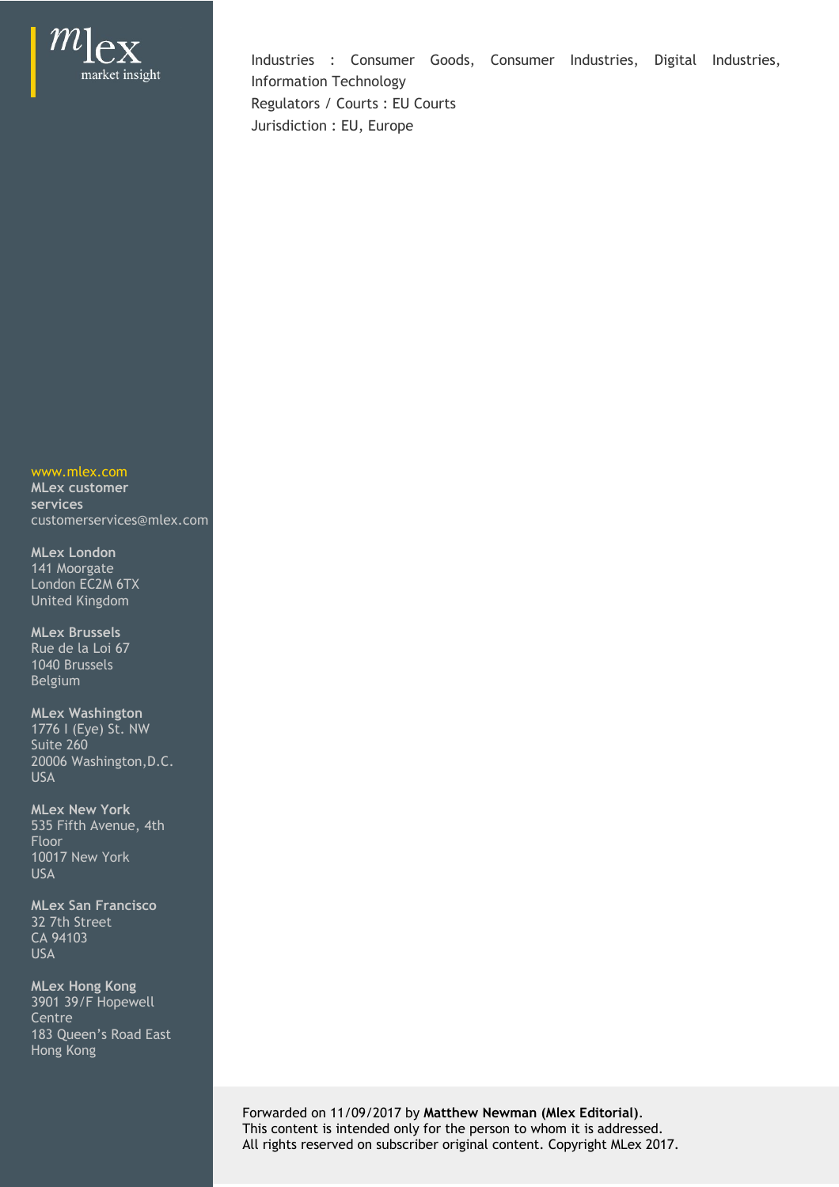Industries : Consumer Goods, Consumer Industries, Digital Industries, Information Technology
Regulators / Courts : EU Courts
Jurisdiction : EU, Europe

www.mlex.com
**MLex customer services**
customerservices@mlex.com

**MLex London**
141 Moorgate
London EC2M 6TX
United Kingdom

**MLex Brussels**
Rue de la Loi 67
1040 Brussels
Belgium

**MLex Washington**
1776 I (Eye) St. NW
Suite 260
20006 Washington,D.C.
USA

**MLex New York**
535 Fifth Avenue, 4th Floor
10017 New York
USA

**MLex San Francisco**
32 7th Street
CA 94103
USA

**MLex Hong Kong**
3901 39/F Hopewell Centre
183 Queen's Road East
Hong Kong

Forwarded on 11/09/2017 by **Matthew Newman (Mlex Editorial)**.
This content is intended only for the person to whom it is addressed.
All rights reserved on subscriber original content. Copyright MLex 2017.